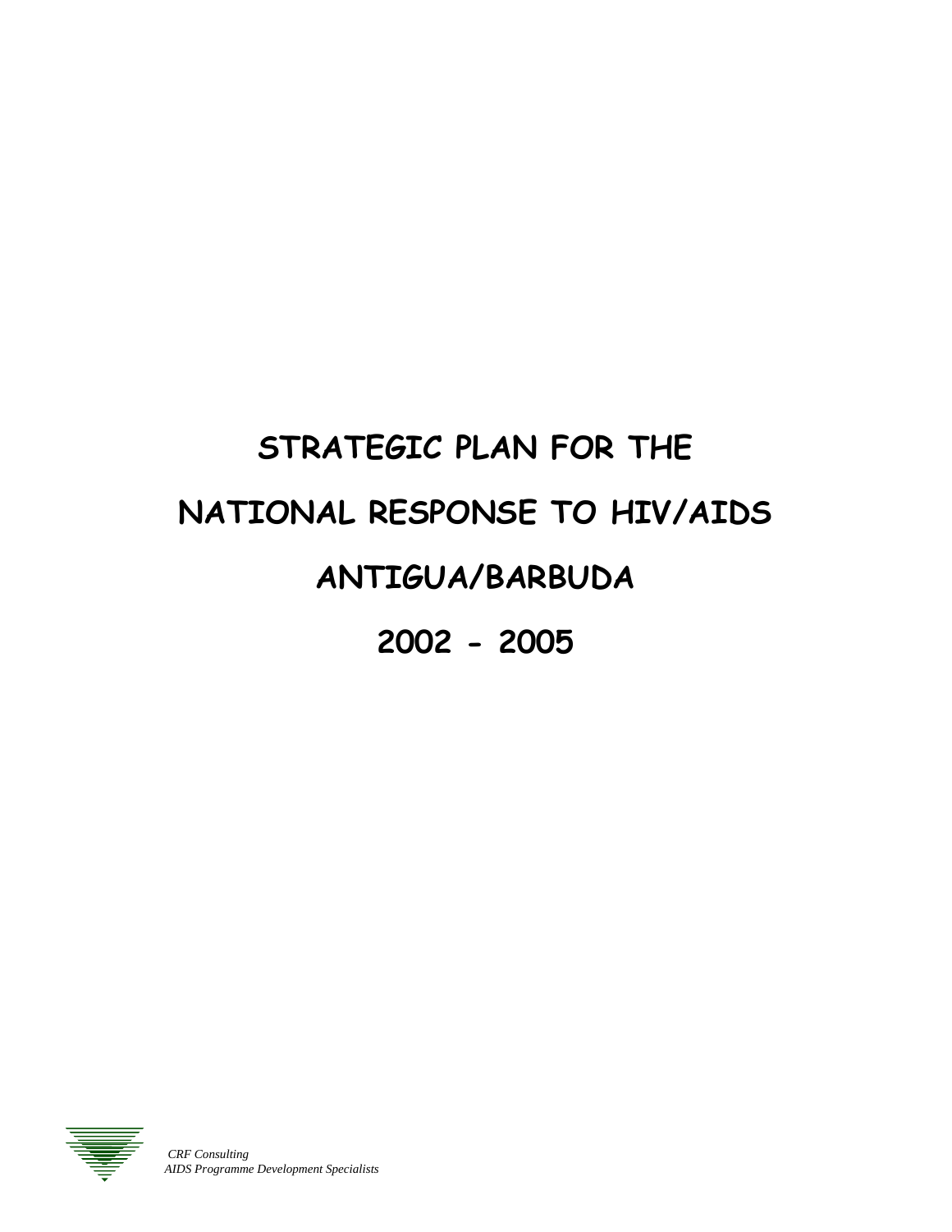# STRATEGIC PLAN FOR THE

# NATIONAL RESPONSE TO HIV/AIDS

# ANTIGUA/BARBUDA

# 2002 - 2005

*CRF Consulting*
*AIDS Programme Development Specialists*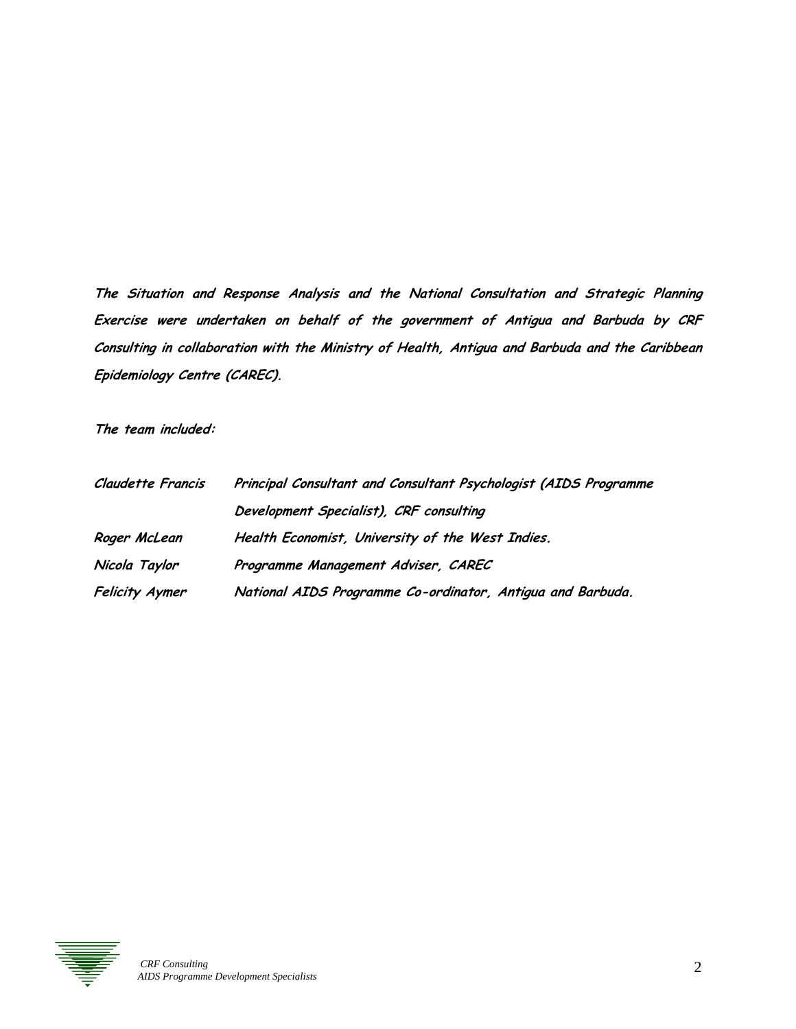***The Situation and Response Analysis and the National Consultation and Strategic Planning Exercise were undertaken on behalf of the government of Antigua and Barbuda by CRF Consulting in collaboration with the Ministry of Health, Antigua and Barbuda and the Caribbean Epidemiology Centre (CAREC).***

***The team included:***

| | |
|---|---|
| ***Claudette Francis*** | ***Principal Consultant and Consultant Psychologist (AIDS Programme Development Specialist), CRF consulting*** |
| ***Roger McLean*** | ***Health Economist, University of the West Indies.*** |
| ***Nicola Taylor*** | ***Programme Management Adviser, CAREC*** |
| ***Felicity Aymer*** | ***National AIDS Programme Co-ordinator, Antigua and Barbuda.*** |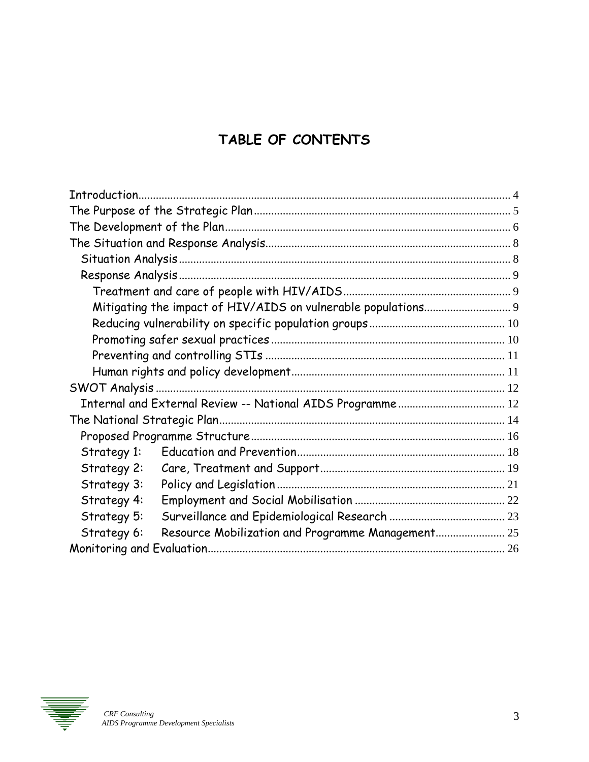# TABLE OF CONTENTS

Introduction .......... 4
The Purpose of the Strategic Plan .......... 5
The Development of the Plan .......... 6
The Situation and Response Analysis .......... 8
- Situation Analysis .......... 8
- Response Analysis .......... 9
  - Treatment and care of people with HIV/AIDS .......... 9
  - Mitigating the impact of HIV/AIDS on vulnerable populations .......... 9
  - Reducing vulnerability on specific population groups .......... 10
  - Promoting safer sexual practices .......... 10
  - Preventing and controlling STIs .......... 11
  - Human rights and policy development .......... 11

SWOT Analysis .......... 12
- Internal and External Review -- National AIDS Programme .......... 12

The National Strategic Plan .......... 14
- Proposed Programme Structure .......... 16
- Strategy 1: Education and Prevention .......... 18
- Strategy 2: Care, Treatment and Support .......... 19
- Strategy 3: Policy and Legislation .......... 21
- Strategy 4: Employment and Social Mobilisation .......... 22
- Strategy 5: Surveillance and Epidemiological Research .......... 23
- Strategy 6: Resource Mobilization and Programme Management .......... 25

Monitoring and Evaluation .......... 26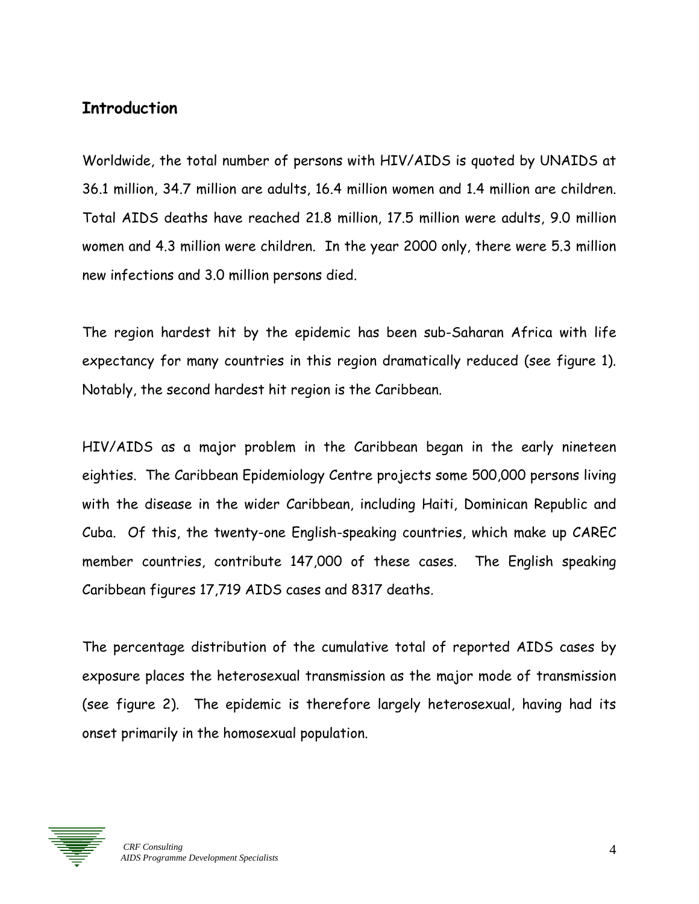## Introduction

Worldwide, the total number of persons with HIV/AIDS is quoted by UNAIDS at 36.1 million, 34.7 million are adults, 16.4 million women and 1.4 million are children. Total AIDS deaths have reached 21.8 million, 17.5 million were adults, 9.0 million women and 4.3 million were children. In the year 2000 only, there were 5.3 million new infections and 3.0 million persons died.

The region hardest hit by the epidemic has been sub-Saharan Africa with life expectancy for many countries in this region dramatically reduced (see figure 1). Notably, the second hardest hit region is the Caribbean.

HIV/AIDS as a major problem in the Caribbean began in the early nineteen eighties. The Caribbean Epidemiology Centre projects some 500,000 persons living with the disease in the wider Caribbean, including Haiti, Dominican Republic and Cuba. Of this, the twenty-one English-speaking countries, which make up CAREC member countries, contribute 147,000 of these cases. The English speaking Caribbean figures 17,719 AIDS cases and 8317 deaths.

The percentage distribution of the cumulative total of reported AIDS cases by exposure places the heterosexual transmission as the major mode of transmission (see figure 2). The epidemic is therefore largely heterosexual, having had its onset primarily in the homosexual population.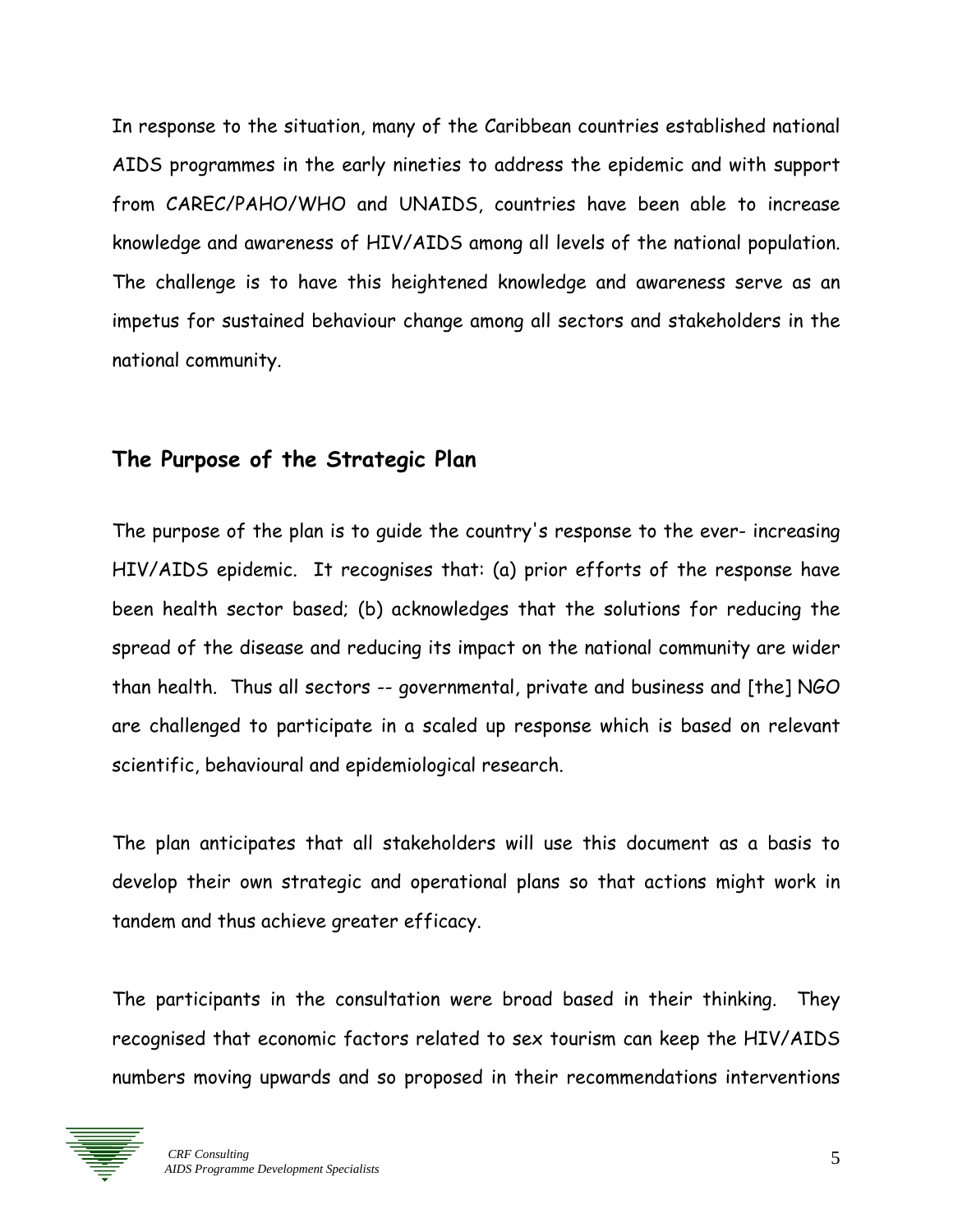In response to the situation, many of the Caribbean countries established national AIDS programmes in the early nineties to address the epidemic and with support from CAREC/PAHO/WHO and UNAIDS, countries have been able to increase knowledge and awareness of HIV/AIDS among all levels of the national population. The challenge is to have this heightened knowledge and awareness serve as an impetus for sustained behaviour change among all sectors and stakeholders in the national community.

## The Purpose of the Strategic Plan

The purpose of the plan is to guide the country's response to the ever- increasing HIV/AIDS epidemic. It recognises that: (a) prior efforts of the response have been health sector based; (b) acknowledges that the solutions for reducing the spread of the disease and reducing its impact on the national community are wider than health. Thus all sectors -- governmental, private and business and [the] NGO are challenged to participate in a scaled up response which is based on relevant scientific, behavioural and epidemiological research.

The plan anticipates that all stakeholders will use this document as a basis to develop their own strategic and operational plans so that actions might work in tandem and thus achieve greater efficacy.

The participants in the consultation were broad based in their thinking. They recognised that economic factors related to sex tourism can keep the HIV/AIDS numbers moving upwards and so proposed in their recommendations interventions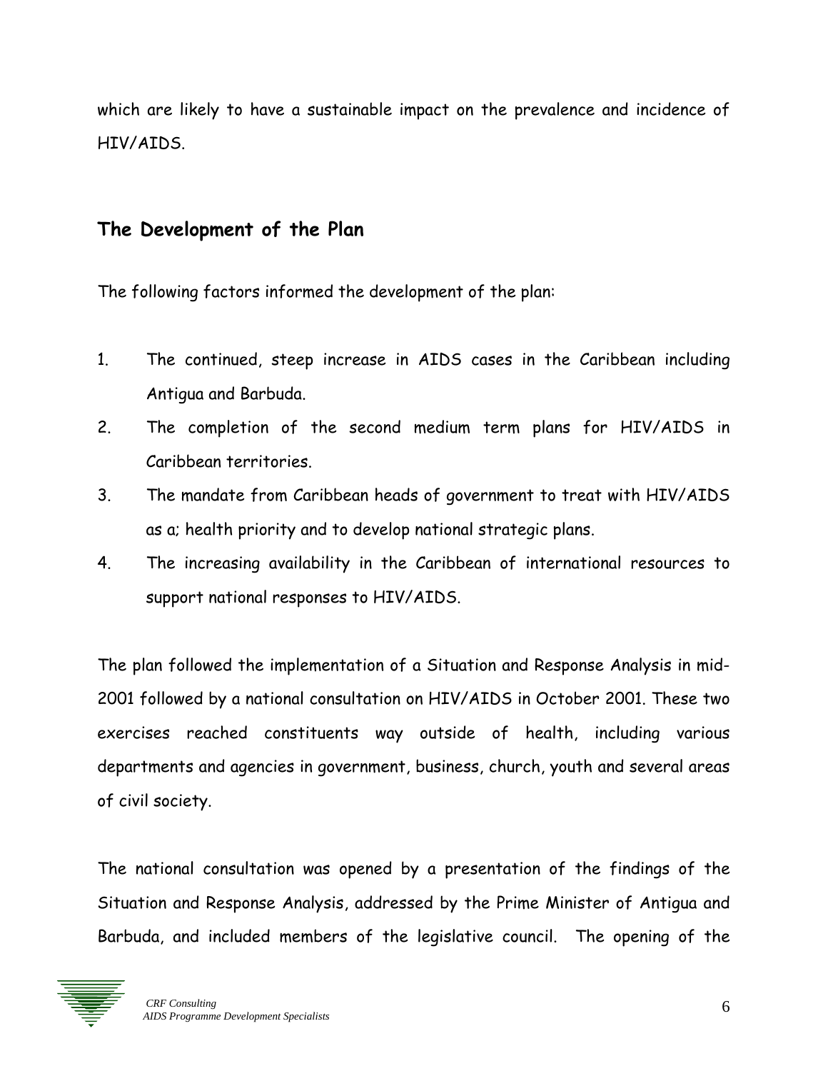which are likely to have a sustainable impact on the prevalence and incidence of HIV/AIDS.

## The Development of the Plan

The following factors informed the development of the plan:

1. The continued, steep increase in AIDS cases in the Caribbean including Antigua and Barbuda.
2. The completion of the second medium term plans for HIV/AIDS in Caribbean territories.
3. The mandate from Caribbean heads of government to treat with HIV/AIDS as a; health priority and to develop national strategic plans.
4. The increasing availability in the Caribbean of international resources to support national responses to HIV/AIDS.

The plan followed the implementation of a Situation and Response Analysis in mid-2001 followed by a national consultation on HIV/AIDS in October 2001. These two exercises reached constituents way outside of health, including various departments and agencies in government, business, church, youth and several areas of civil society.

The national consultation was opened by a presentation of the findings of the Situation and Response Analysis, addressed by the Prime Minister of Antigua and Barbuda, and included members of the legislative council. The opening of the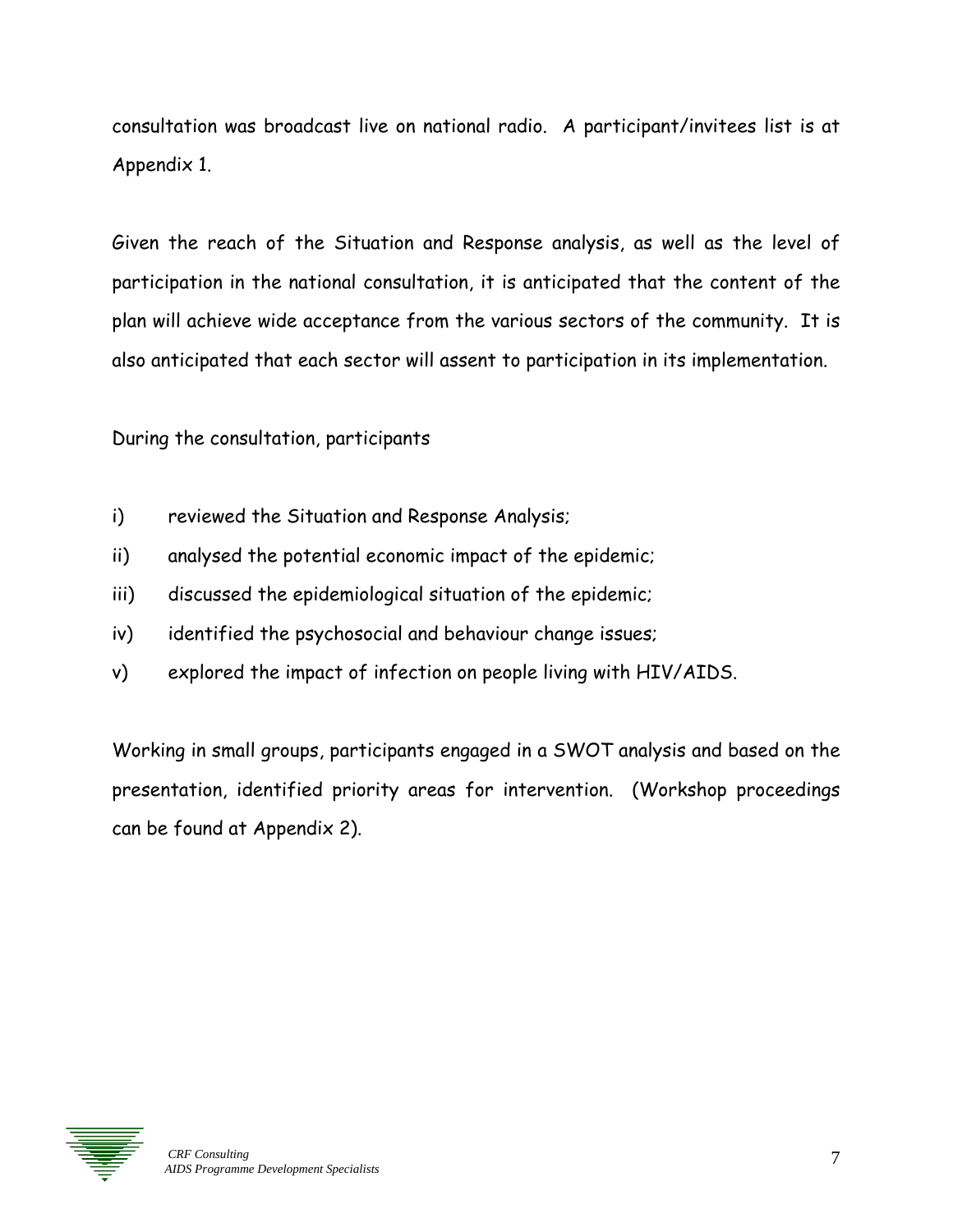consultation was broadcast live on national radio. A participant/invitees list is at Appendix 1.

Given the reach of the Situation and Response analysis, as well as the level of participation in the national consultation, it is anticipated that the content of the plan will achieve wide acceptance from the various sectors of the community. It is also anticipated that each sector will assent to participation in its implementation.

During the consultation, participants

i) reviewed the Situation and Response Analysis;
ii) analysed the potential economic impact of the epidemic;
iii) discussed the epidemiological situation of the epidemic;
iv) identified the psychosocial and behaviour change issues;
v) explored the impact of infection on people living with HIV/AIDS.

Working in small groups, participants engaged in a SWOT analysis and based on the presentation, identified priority areas for intervention. (Workshop proceedings can be found at Appendix 2).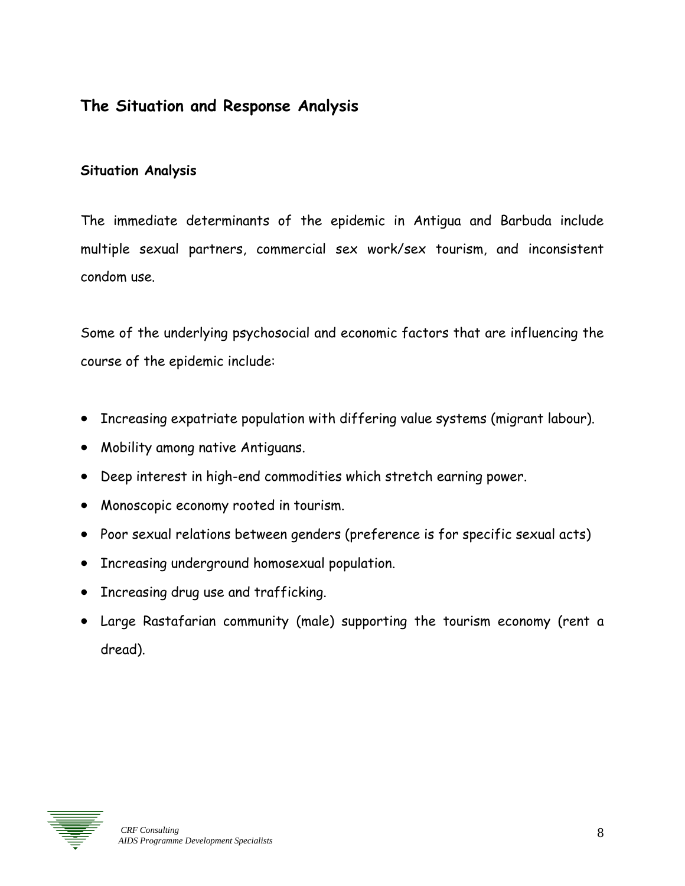## The Situation and Response Analysis

### Situation Analysis

The immediate determinants of the epidemic in Antigua and Barbuda include multiple sexual partners, commercial sex work/sex tourism, and inconsistent condom use.

Some of the underlying psychosocial and economic factors that are influencing the course of the epidemic include:

- Increasing expatriate population with differing value systems (migrant labour).
- Mobility among native Antiguans.
- Deep interest in high-end commodities which stretch earning power.
- Monoscopic economy rooted in tourism.
- Poor sexual relations between genders (preference is for specific sexual acts)
- Increasing underground homosexual population.
- Increasing drug use and trafficking.
- Large Rastafarian community (male) supporting the tourism economy (rent a dread).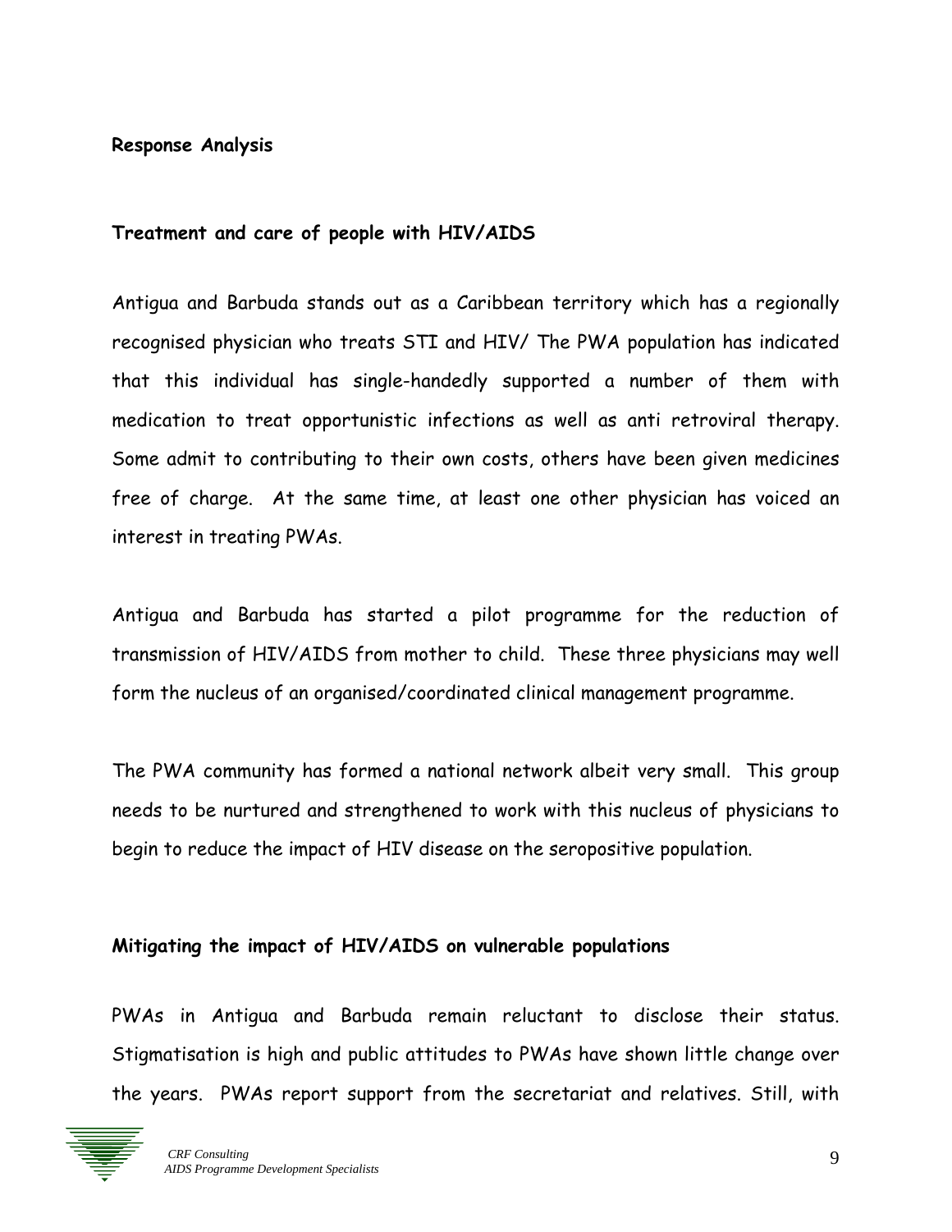**Response Analysis**

**Treatment and care of people with HIV/AIDS**

Antigua and Barbuda stands out as a Caribbean territory which has a regionally recognised physician who treats STI and HIV/ The PWA population has indicated that this individual has single-handedly supported a number of them with medication to treat opportunistic infections as well as anti retroviral therapy. Some admit to contributing to their own costs, others have been given medicines free of charge. At the same time, at least one other physician has voiced an interest in treating PWAs.

Antigua and Barbuda has started a pilot programme for the reduction of transmission of HIV/AIDS from mother to child. These three physicians may well form the nucleus of an organised/coordinated clinical management programme.

The PWA community has formed a national network albeit very small. This group needs to be nurtured and strengthened to work with this nucleus of physicians to begin to reduce the impact of HIV disease on the seropositive population.

**Mitigating the impact of HIV/AIDS on vulnerable populations**

PWAs in Antigua and Barbuda remain reluctant to disclose their status. Stigmatisation is high and public attitudes to PWAs have shown little change over the years. PWAs report support from the secretariat and relatives. Still, with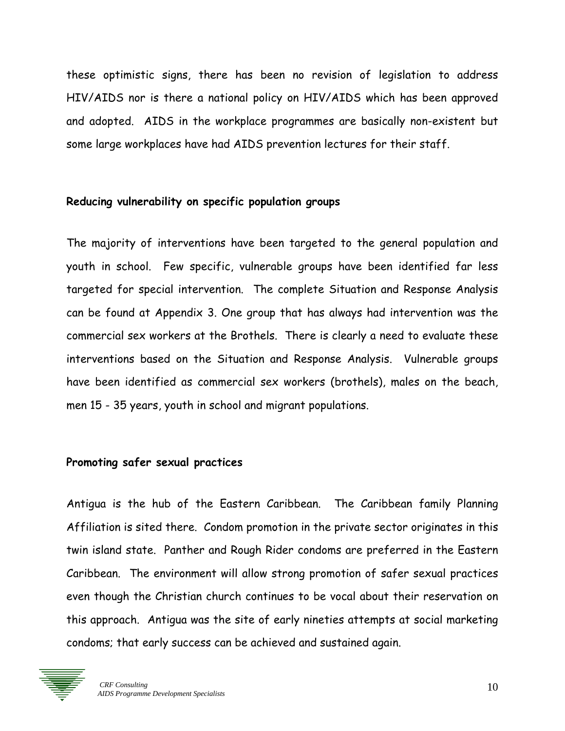these optimistic signs, there has been no revision of legislation to address HIV/AIDS nor is there a national policy on HIV/AIDS which has been approved and adopted. AIDS in the workplace programmes are basically non-existent but some large workplaces have had AIDS prevention lectures for their staff.

### Reducing vulnerability on specific population groups

The majority of interventions have been targeted to the general population and youth in school. Few specific, vulnerable groups have been identified far less targeted for special intervention. The complete Situation and Response Analysis can be found at Appendix 3. One group that has always had intervention was the commercial sex workers at the Brothels. There is clearly a need to evaluate these interventions based on the Situation and Response Analysis. Vulnerable groups have been identified as commercial sex workers (brothels), males on the beach, men 15 - 35 years, youth in school and migrant populations.

### Promoting safer sexual practices

Antigua is the hub of the Eastern Caribbean. The Caribbean family Planning Affiliation is sited there. Condom promotion in the private sector originates in this twin island state. Panther and Rough Rider condoms are preferred in the Eastern Caribbean. The environment will allow strong promotion of safer sexual practices even though the Christian church continues to be vocal about their reservation on this approach. Antigua was the site of early nineties attempts at social marketing condoms; that early success can be achieved and sustained again.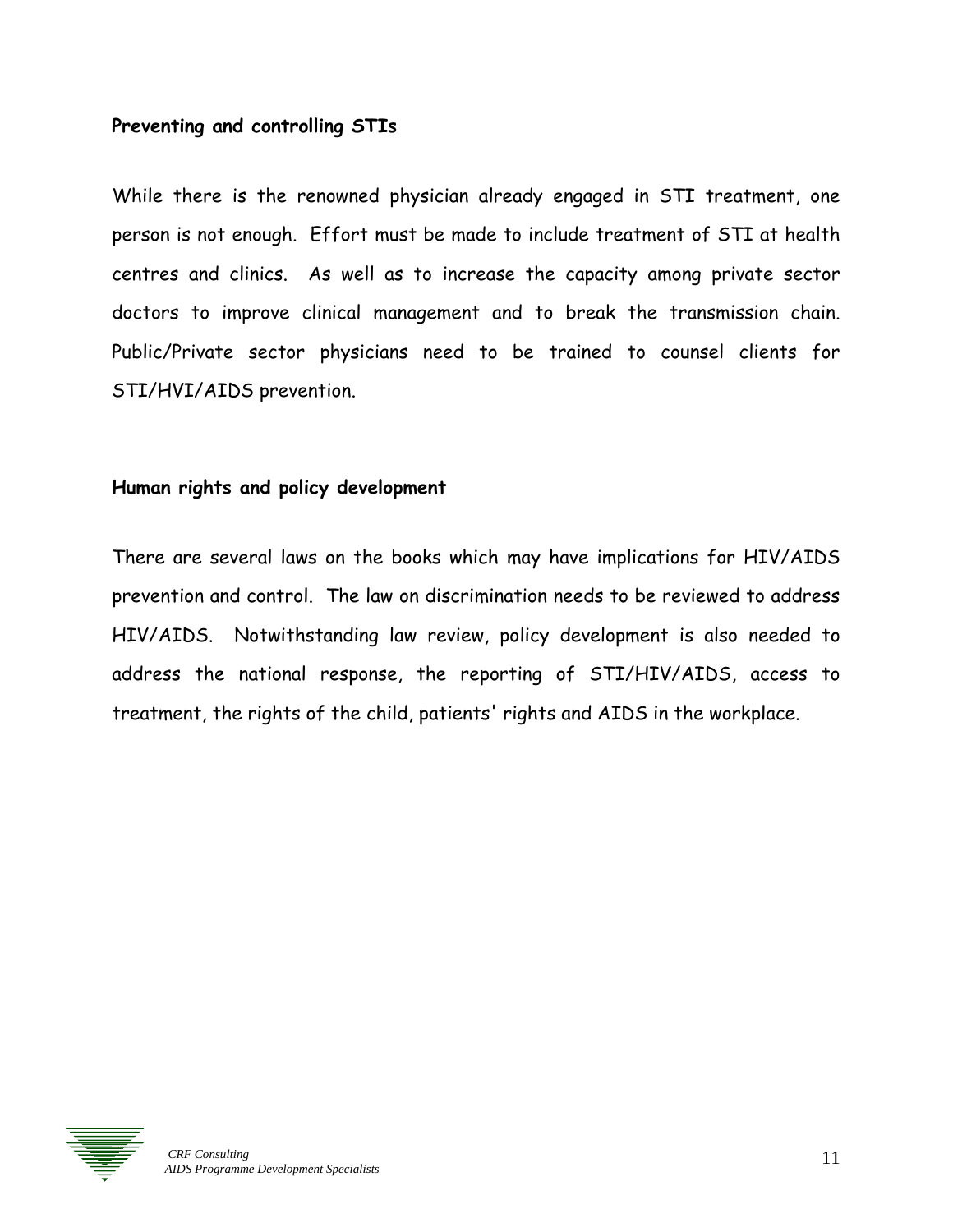**Preventing and controlling STIs**

While there is the renowned physician already engaged in STI treatment, one person is not enough. Effort must be made to include treatment of STI at health centres and clinics. As well as to increase the capacity among private sector doctors to improve clinical management and to break the transmission chain. Public/Private sector physicians need to be trained to counsel clients for STI/HVI/AIDS prevention.

**Human rights and policy development**

There are several laws on the books which may have implications for HIV/AIDS prevention and control. The law on discrimination needs to be reviewed to address HIV/AIDS. Notwithstanding law review, policy development is also needed to address the national response, the reporting of STI/HIV/AIDS, access to treatment, the rights of the child, patients' rights and AIDS in the workplace.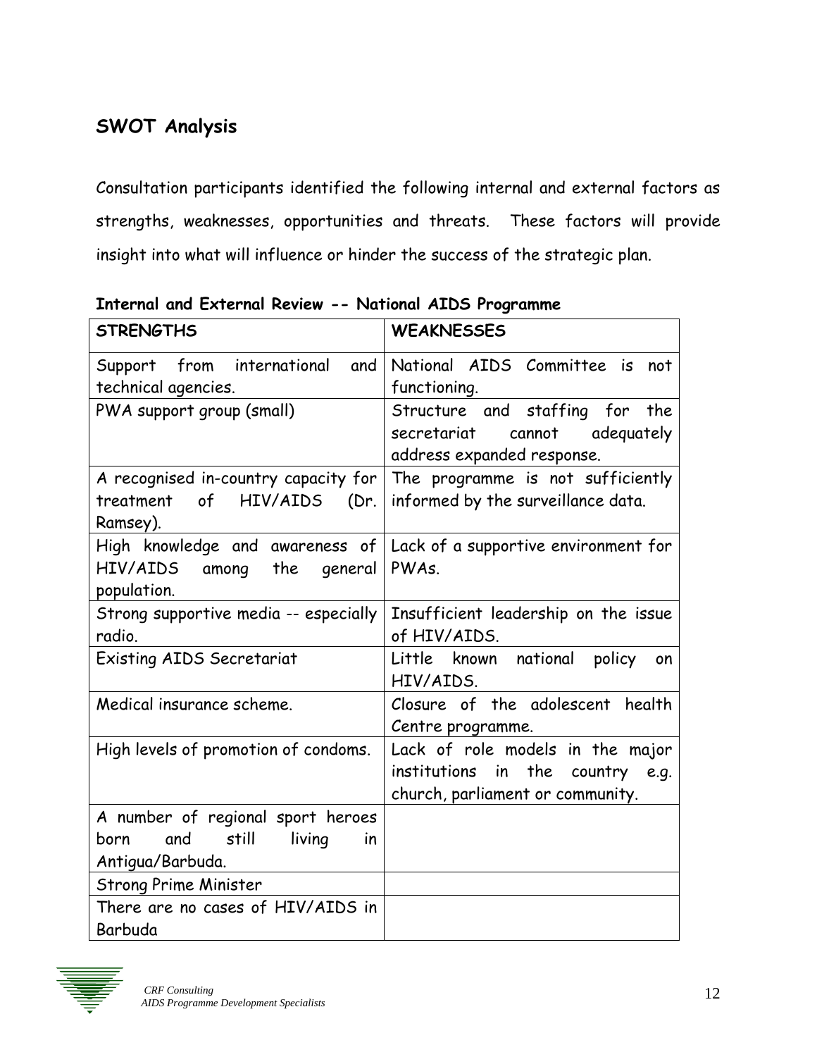## SWOT Analysis

Consultation participants identified the following internal and external factors as strengths, weaknesses, opportunities and threats. These factors will provide insight into what will influence or hinder the success of the strategic plan.

**Internal and External Review -- National AIDS Programme**

| STRENGTHS | WEAKNESSES |
|---|---|
| Support from international and technical agencies. | National AIDS Committee is not functioning. |
| PWA support group (small) | Structure and staffing for the secretariat cannot adequately address expanded response. |
| A recognised in-country capacity for treatment of HIV/AIDS (Dr. Ramsey). | The programme is not sufficiently informed by the surveillance data. |
| High knowledge and awareness of HIV/AIDS among the general population. | Lack of a supportive environment for PWAs. |
| Strong supportive media -- especially radio. | Insufficient leadership on the issue of HIV/AIDS. |
| Existing AIDS Secretariat | Little known national policy on HIV/AIDS. |
| Medical insurance scheme. | Closure of the adolescent health Centre programme. |
| High levels of promotion of condoms. | Lack of role models in the major institutions in the country e.g. church, parliament or community. |
| A number of regional sport heroes born and still living in Antigua/Barbuda. | |
| Strong Prime Minister | |
| There are no cases of HIV/AIDS in Barbuda | |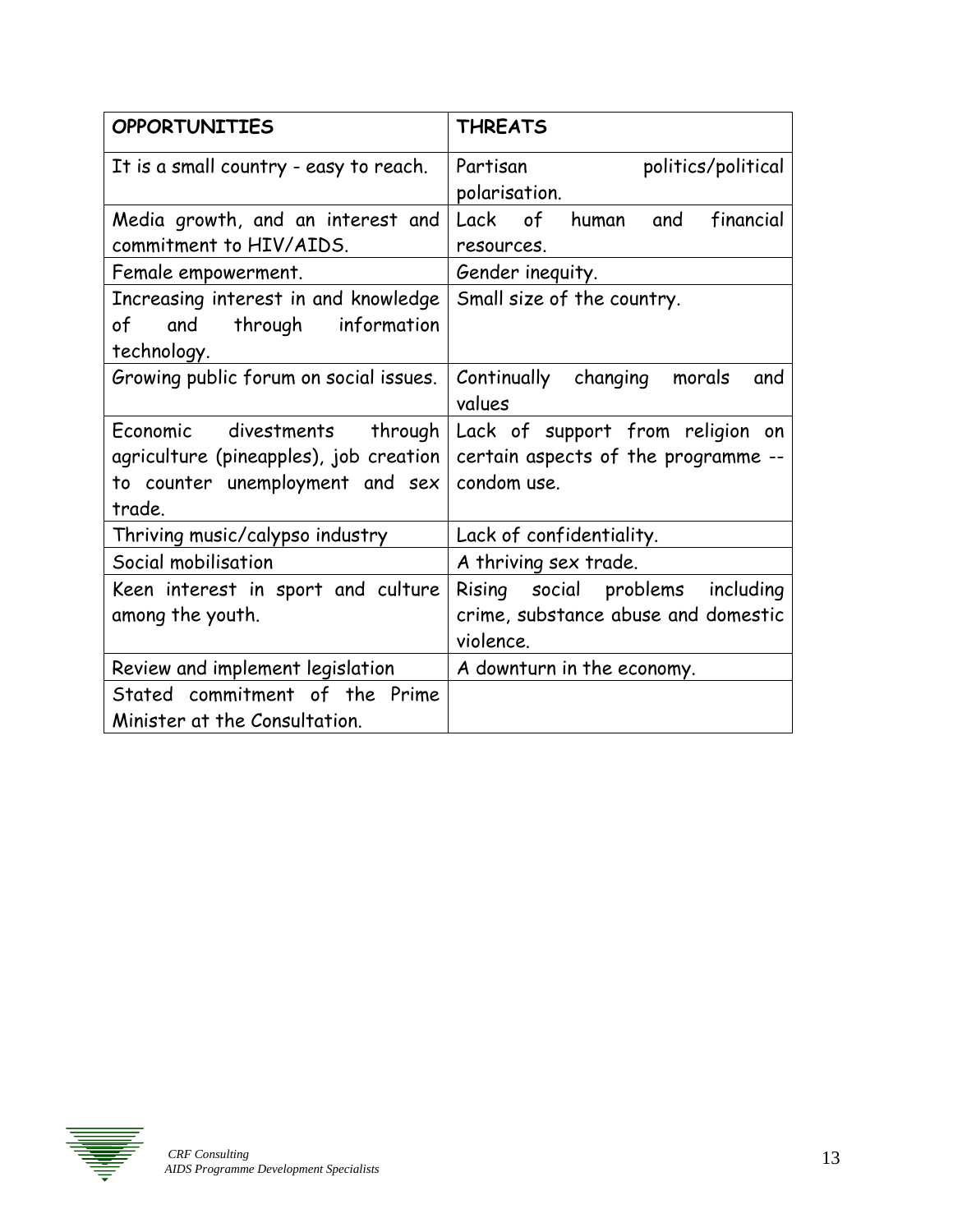| OPPORTUNITIES | THREATS |
|---|---|
| It is a small country - easy to reach. | Partisan politics/political polarisation. |
| Media growth, and an interest and commitment to HIV/AIDS. | Lack of human and financial resources. |
| Female empowerment. | Gender inequity. |
| Increasing interest in and knowledge of and through information technology. | Small size of the country. |
| Growing public forum on social issues. | Continually changing morals and values |
| Economic divestments through agriculture (pineapples), job creation to counter unemployment and sex trade. | Lack of support from religion on certain aspects of the programme -- condom use. |
| Thriving music/calypso industry | Lack of confidentiality. |
| Social mobilisation | A thriving sex trade. |
| Keen interest in sport and culture among the youth. | Rising social problems including crime, substance abuse and domestic violence. |
| Review and implement legislation | A downturn in the economy. |
| Stated commitment of the Prime Minister at the Consultation. | |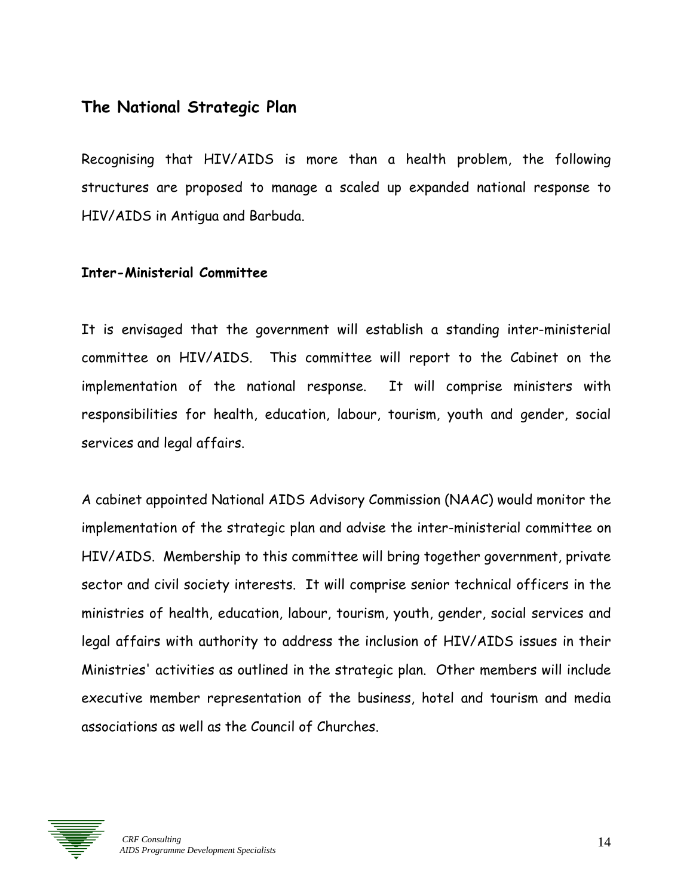## The National Strategic Plan

Recognising that HIV/AIDS is more than a health problem, the following structures are proposed to manage a scaled up expanded national response to HIV/AIDS in Antigua and Barbuda.

### Inter-Ministerial Committee

It is envisaged that the government will establish a standing inter-ministerial committee on HIV/AIDS. This committee will report to the Cabinet on the implementation of the national response. It will comprise ministers with responsibilities for health, education, labour, tourism, youth and gender, social services and legal affairs.

A cabinet appointed National AIDS Advisory Commission (NAAC) would monitor the implementation of the strategic plan and advise the inter-ministerial committee on HIV/AIDS. Membership to this committee will bring together government, private sector and civil society interests. It will comprise senior technical officers in the ministries of health, education, labour, tourism, youth, gender, social services and legal affairs with authority to address the inclusion of HIV/AIDS issues in their Ministries' activities as outlined in the strategic plan. Other members will include executive member representation of the business, hotel and tourism and media associations as well as the Council of Churches.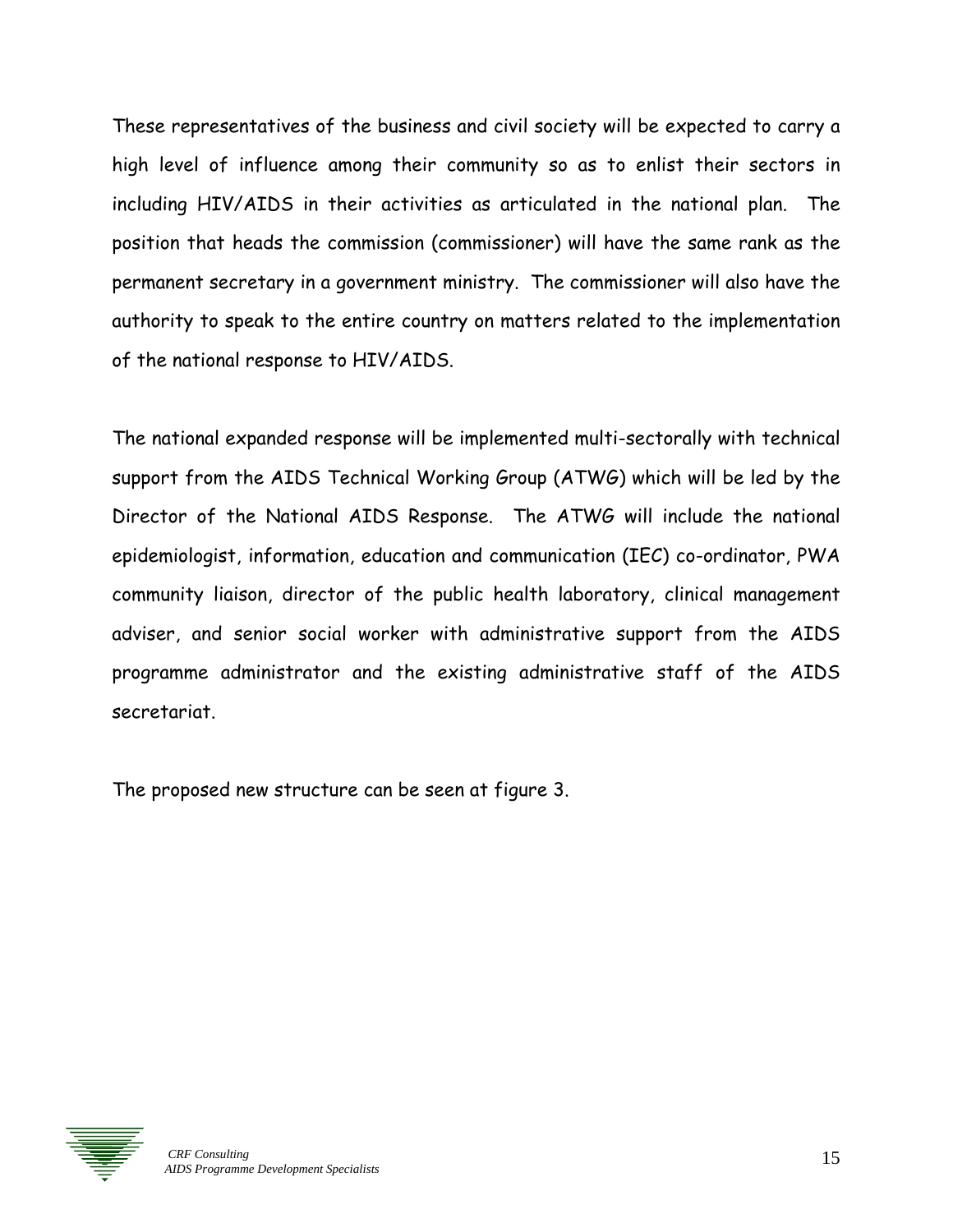These representatives of the business and civil society will be expected to carry a high level of influence among their community so as to enlist their sectors in including HIV/AIDS in their activities as articulated in the national plan. The position that heads the commission (commissioner) will have the same rank as the permanent secretary in a government ministry. The commissioner will also have the authority to speak to the entire country on matters related to the implementation of the national response to HIV/AIDS.

The national expanded response will be implemented multi-sectorally with technical support from the AIDS Technical Working Group (ATWG) which will be led by the Director of the National AIDS Response. The ATWG will include the national epidemiologist, information, education and communication (IEC) co-ordinator, PWA community liaison, director of the public health laboratory, clinical management adviser, and senior social worker with administrative support from the AIDS programme administrator and the existing administrative staff of the AIDS secretariat.

The proposed new structure can be seen at figure 3.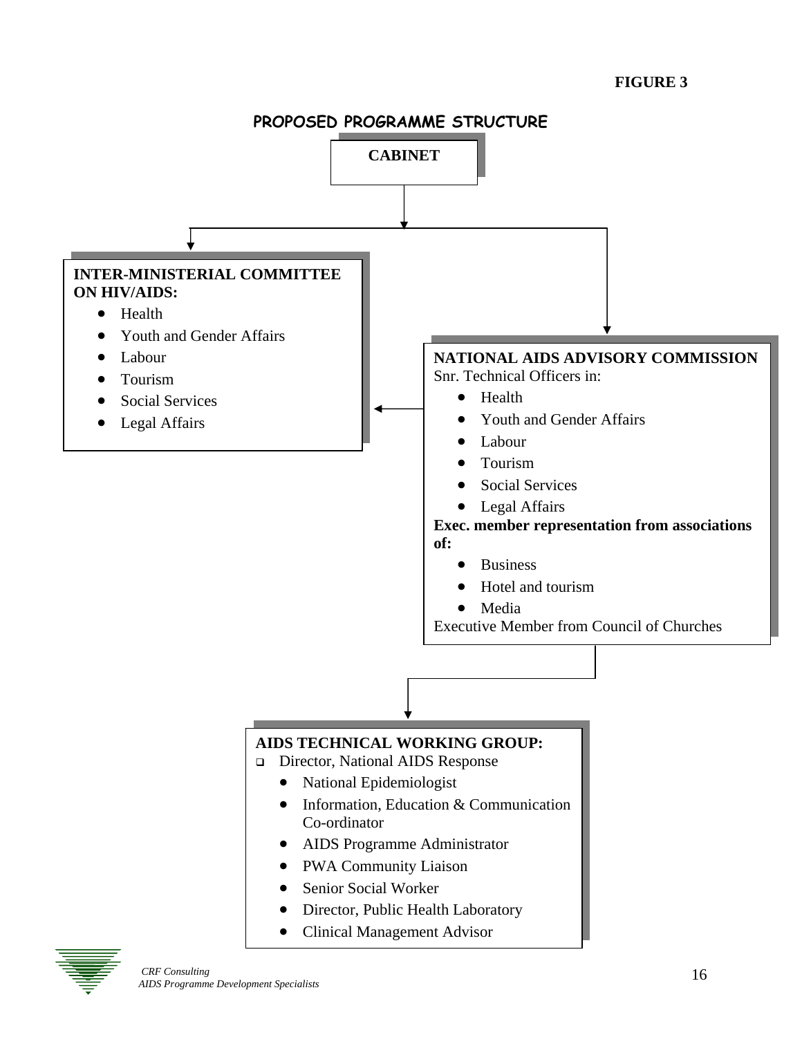**FIGURE 3**

## PROPOSED PROGRAMME STRUCTURE

**CABINET**

**INTER-MINISTERIAL COMMITTEE ON HIV/AIDS:**

- Health
- Youth and Gender Affairs
- Labour
- Tourism
- Social Services
- Legal Affairs

**NATIONAL AIDS ADVISORY COMMISSION**
Snr. Technical Officers in:

- Health
- Youth and Gender Affairs
- Labour
- Tourism
- Social Services
- Legal Affairs

**Exec. member representation from associations of:**

- Business
- Hotel and tourism
- Media

Executive Member from Council of Churches

**AIDS TECHNICAL WORKING GROUP:**

- Director, National AIDS Response
  - National Epidemiologist
  - Information, Education & Communication Co-ordinator
  - AIDS Programme Administrator
  - PWA Community Liaison
  - Senior Social Worker
  - Director, Public Health Laboratory
  - Clinical Management Advisor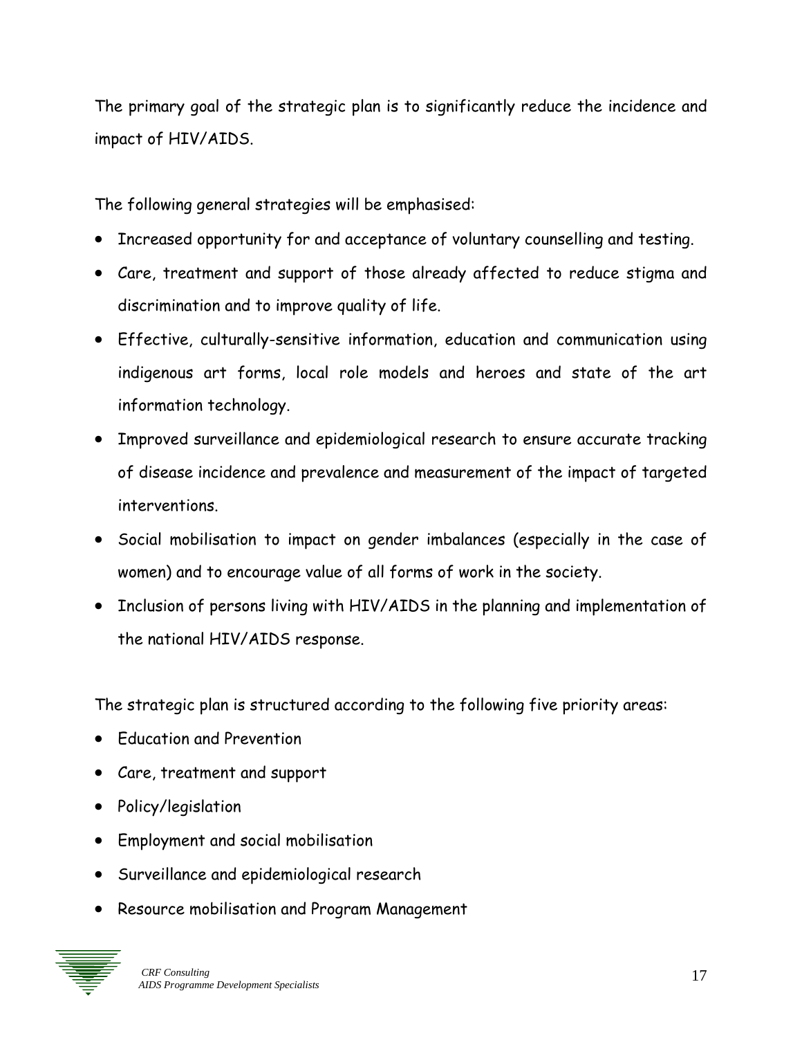The primary goal of the strategic plan is to significantly reduce the incidence and impact of HIV/AIDS.

The following general strategies will be emphasised:

- Increased opportunity for and acceptance of voluntary counselling and testing.
- Care, treatment and support of those already affected to reduce stigma and discrimination and to improve quality of life.
- Effective, culturally-sensitive information, education and communication using indigenous art forms, local role models and heroes and state of the art information technology.
- Improved surveillance and epidemiological research to ensure accurate tracking of disease incidence and prevalence and measurement of the impact of targeted interventions.
- Social mobilisation to impact on gender imbalances (especially in the case of women) and to encourage value of all forms of work in the society.
- Inclusion of persons living with HIV/AIDS in the planning and implementation of the national HIV/AIDS response.

The strategic plan is structured according to the following five priority areas:

- Education and Prevention
- Care, treatment and support
- Policy/legislation
- Employment and social mobilisation
- Surveillance and epidemiological research
- Resource mobilisation and Program Management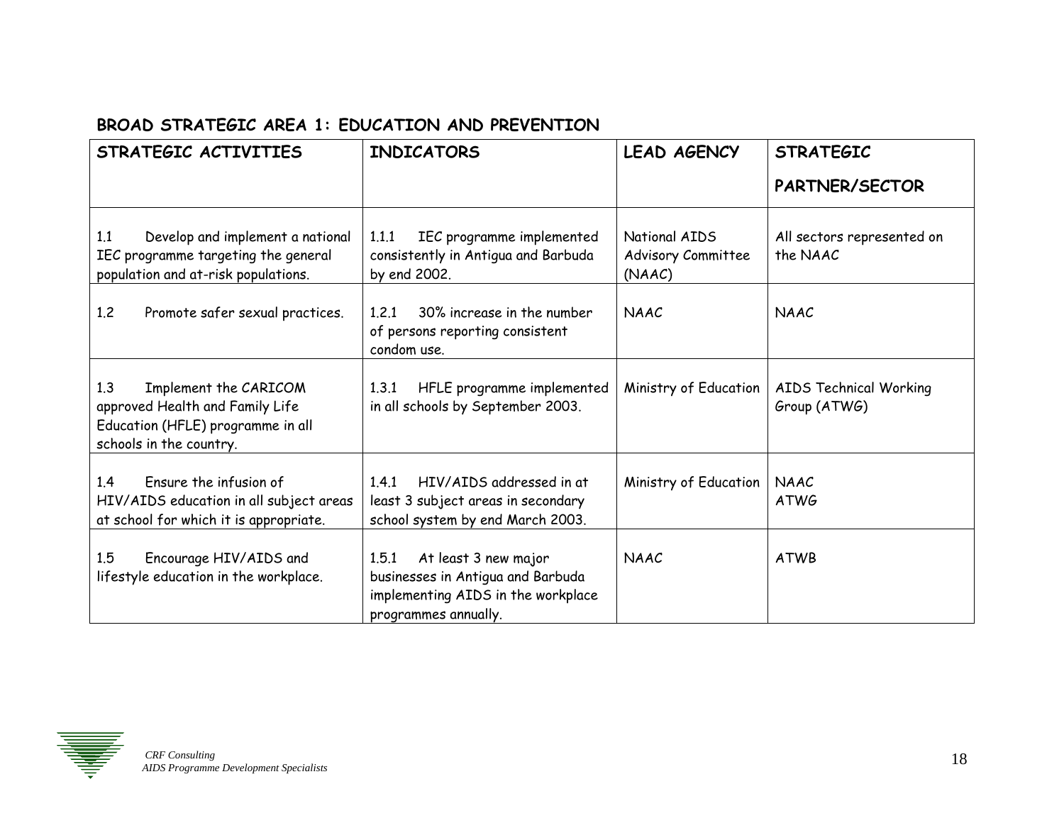## BROAD STRATEGIC AREA 1: EDUCATION AND PREVENTION

| STRATEGIC ACTIVITIES | INDICATORS | LEAD AGENCY | STRATEGIC PARTNER/SECTOR |
|---|---|---|---|
| 1.1 Develop and implement a national IEC programme targeting the general population and at-risk populations. | 1.1.1 IEC programme implemented consistently in Antigua and Barbuda by end 2002. | National AIDS Advisory Committee (NAAC) | All sectors represented on the NAAC |
| 1.2 Promote safer sexual practices. | 1.2.1 30% increase in the number of persons reporting consistent condom use. | NAAC | NAAC |
| 1.3 Implement the CARICOM approved Health and Family Life Education (HFLE) programme in all schools in the country. | 1.3.1 HFLE programme implemented in all schools by September 2003. | Ministry of Education | AIDS Technical Working Group (ATWG) |
| 1.4 Ensure the infusion of HIV/AIDS education in all subject areas at school for which it is appropriate. | 1.4.1 HIV/AIDS addressed in at least 3 subject areas in secondary school system by end March 2003. | Ministry of Education | NAAC<br>ATWG |
| 1.5 Encourage HIV/AIDS and lifestyle education in the workplace. | 1.5.1 At least 3 new major businesses in Antigua and Barbuda implementing AIDS in the workplace programmes annually. | NAAC | ATWB |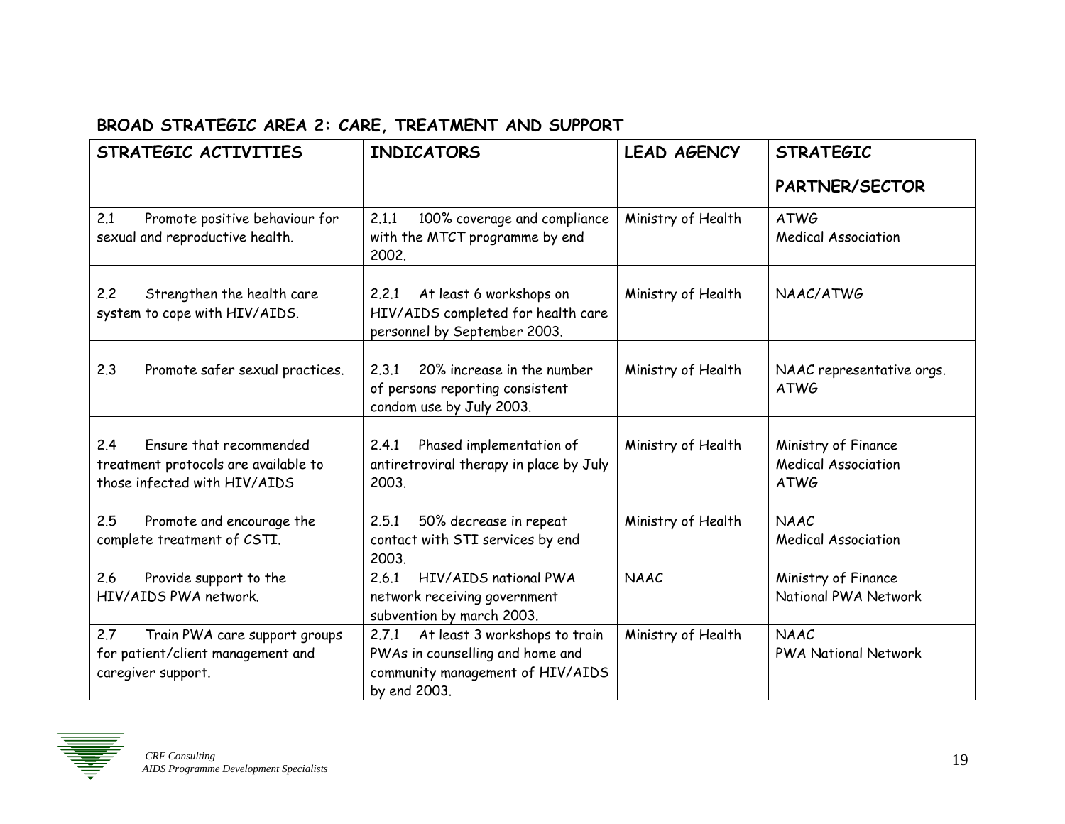## BROAD STRATEGIC AREA 2: CARE, TREATMENT AND SUPPORT

| STRATEGIC ACTIVITIES | INDICATORS | LEAD AGENCY | STRATEGIC PARTNER/SECTOR |
|---|---|---|---|
| 2.1 Promote positive behaviour for sexual and reproductive health. | 2.1.1 100% coverage and compliance with the MTCT programme by end 2002. | Ministry of Health | ATWG<br>Medical Association |
| 2.2 Strengthen the health care system to cope with HIV/AIDS. | 2.2.1 At least 6 workshops on HIV/AIDS completed for health care personnel by September 2003. | Ministry of Health | NAAC/ATWG |
| 2.3 Promote safer sexual practices. | 2.3.1 20% increase in the number of persons reporting consistent condom use by July 2003. | Ministry of Health | NAAC representative orgs.<br>ATWG |
| 2.4 Ensure that recommended treatment protocols are available to those infected with HIV/AIDS | 2.4.1 Phased implementation of antiretroviral therapy in place by July 2003. | Ministry of Health | Ministry of Finance<br>Medical Association<br>ATWG |
| 2.5 Promote and encourage the complete treatment of CSTI. | 2.5.1 50% decrease in repeat contact with STI services by end 2003. | Ministry of Health | NAAC<br>Medical Association |
| 2.6 Provide support to the HIV/AIDS PWA network. | 2.6.1 HIV/AIDS national PWA network receiving government subvention by march 2003. | NAAC | Ministry of Finance<br>National PWA Network |
| 2.7 Train PWA care support groups for patient/client management and caregiver support. | 2.7.1 At least 3 workshops to train PWAs in counselling and home and community management of HIV/AIDS by end 2003. | Ministry of Health | NAAC<br>PWA National Network |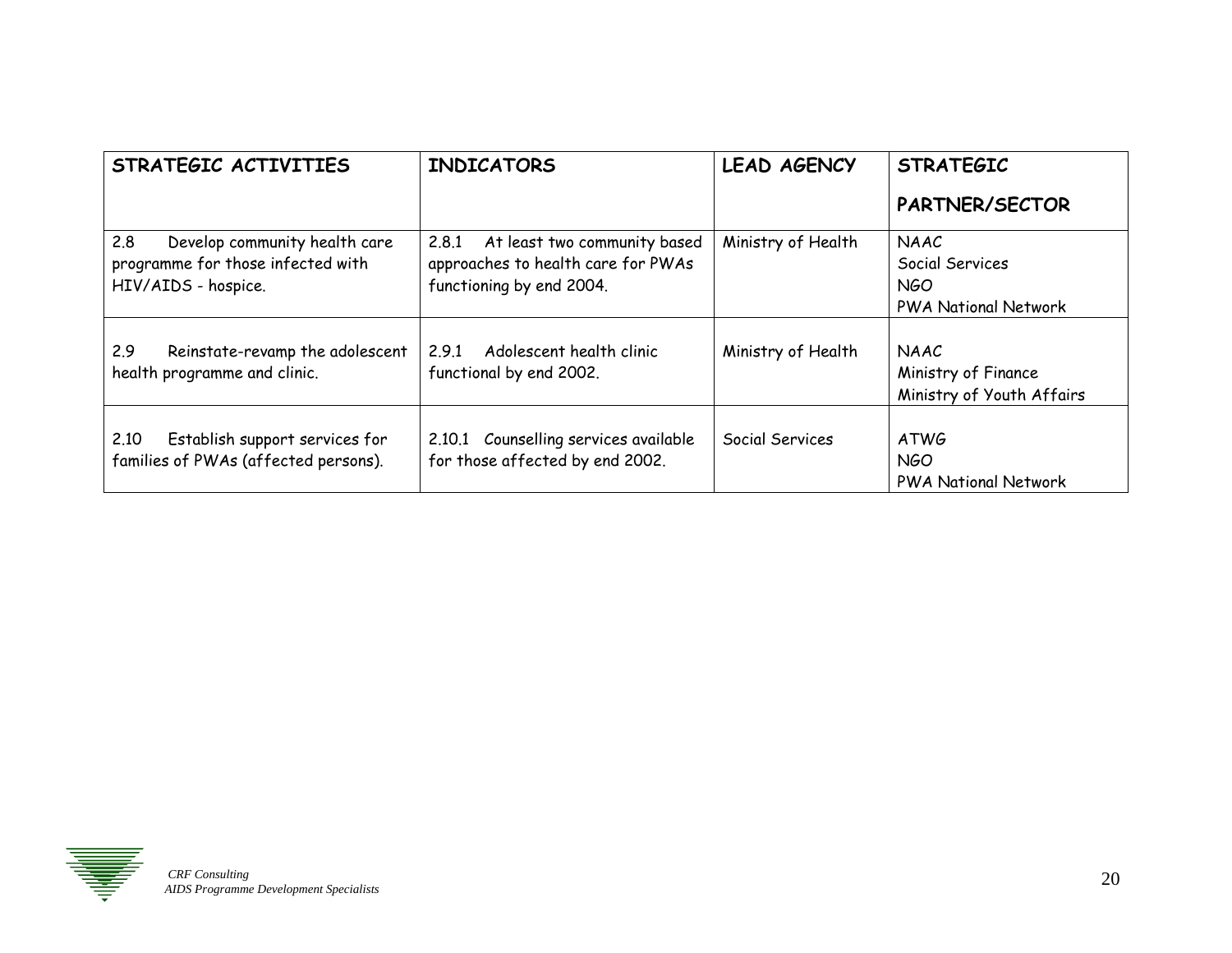| STRATEGIC ACTIVITIES | INDICATORS | LEAD AGENCY | STRATEGIC PARTNER/SECTOR |
|---|---|---|---|
| 2.8 Develop community health care programme for those infected with HIV/AIDS - hospice. | 2.8.1 At least two community based approaches to health care for PWAs functioning by end 2004. | Ministry of Health | NAAC<br>Social Services<br>NGO<br>PWA National Network |
| 2.9 Reinstate-revamp the adolescent health programme and clinic. | 2.9.1 Adolescent health clinic functional by end 2002. | Ministry of Health | NAAC<br>Ministry of Finance<br>Ministry of Youth Affairs |
| 2.10 Establish support services for families of PWAs (affected persons). | 2.10.1 Counselling services available for those affected by end 2002. | Social Services | ATWG<br>NGO<br>PWA National Network |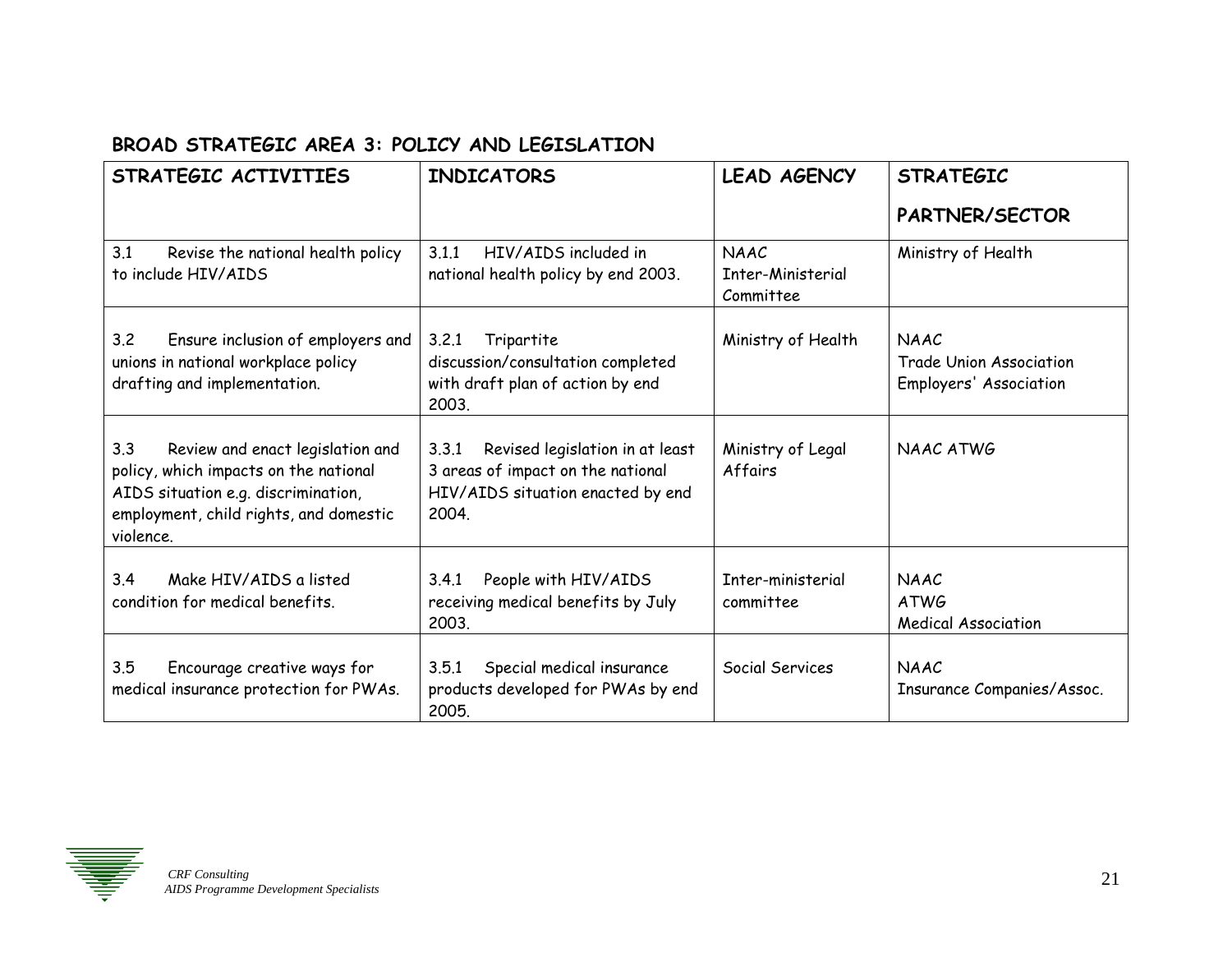## BROAD STRATEGIC AREA 3: POLICY AND LEGISLATION

| STRATEGIC ACTIVITIES | INDICATORS | LEAD AGENCY | STRATEGIC PARTNER/SECTOR |
|---|---|---|---|
| 3.1 Revise the national health policy to include HIV/AIDS | 3.1.1 HIV/AIDS included in national health policy by end 2003. | NAAC<br>Inter-Ministerial Committee | Ministry of Health |
| 3.2 Ensure inclusion of employers and unions in national workplace policy drafting and implementation. | 3.2.1 Tripartite discussion/consultation completed with draft plan of action by end 2003. | Ministry of Health | NAAC<br>Trade Union Association<br>Employers' Association |
| 3.3 Review and enact legislation and policy, which impacts on the national AIDS situation e.g. discrimination, employment, child rights, and domestic violence. | 3.3.1 Revised legislation in at least 3 areas of impact on the national HIV/AIDS situation enacted by end 2004. | Ministry of Legal Affairs | NAAC ATWG |
| 3.4 Make HIV/AIDS a listed condition for medical benefits. | 3.4.1 People with HIV/AIDS receiving medical benefits by July 2003. | Inter-ministerial committee | NAAC<br>ATWG<br>Medical Association |
| 3.5 Encourage creative ways for medical insurance protection for PWAs. | 3.5.1 Special medical insurance products developed for PWAs by end 2005. | Social Services | NAAC<br>Insurance Companies/Assoc. |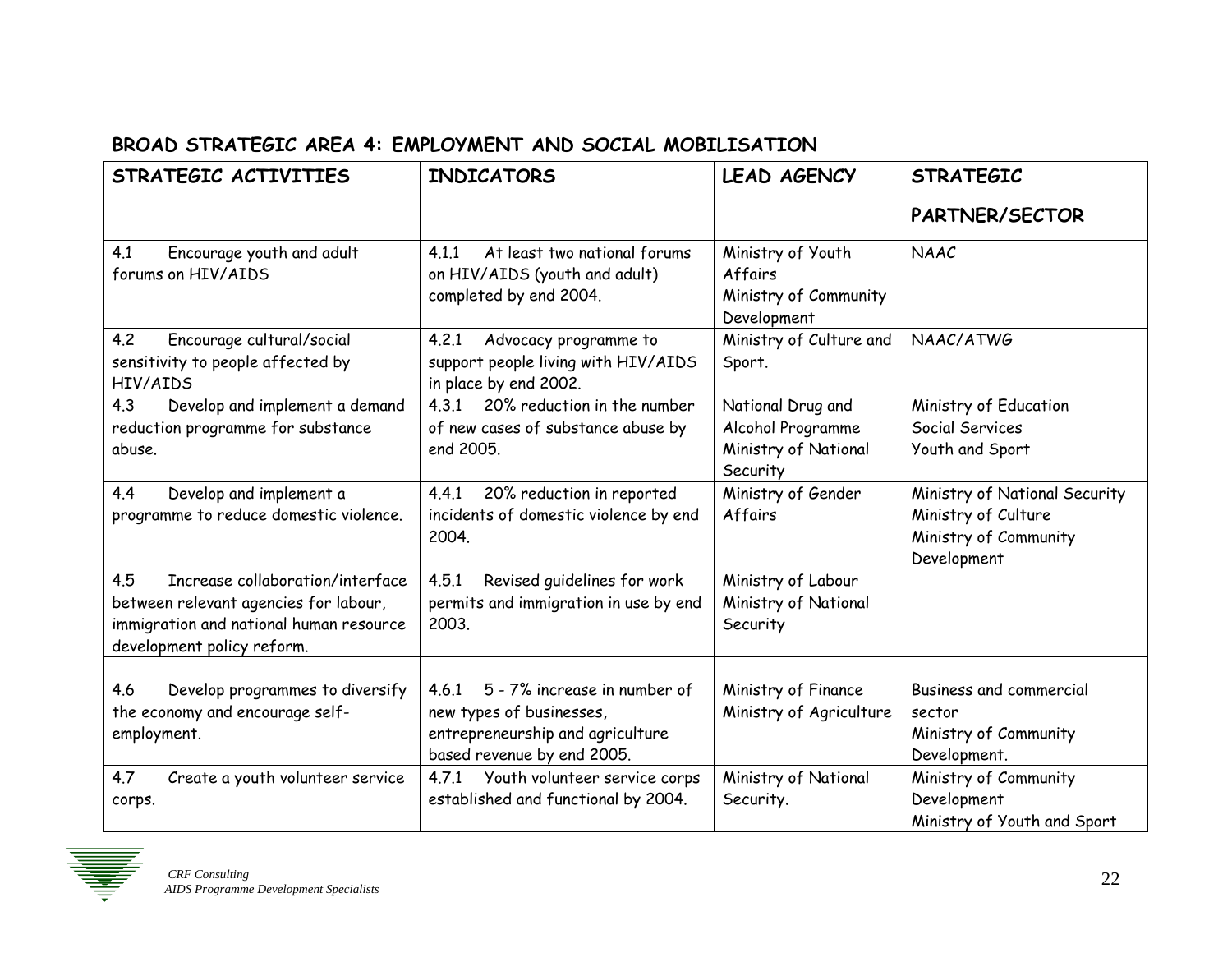## BROAD STRATEGIC AREA 4: EMPLOYMENT AND SOCIAL MOBILISATION

| STRATEGIC ACTIVITIES | INDICATORS | LEAD AGENCY | STRATEGIC PARTNER/SECTOR |
|---|---|---|---|
| 4.1 Encourage youth and adult forums on HIV/AIDS | 4.1.1 At least two national forums on HIV/AIDS (youth and adult) completed by end 2004. | Ministry of Youth Affairs<br>Ministry of Community Development | NAAC |
| 4.2 Encourage cultural/social sensitivity to people affected by HIV/AIDS | 4.2.1 Advocacy programme to support people living with HIV/AIDS in place by end 2002. | Ministry of Culture and Sport. | NAAC/ATWG |
| 4.3 Develop and implement a demand reduction programme for substance abuse. | 4.3.1 20% reduction in the number of new cases of substance abuse by end 2005. | National Drug and Alcohol Programme<br>Ministry of National Security | Ministry of Education<br>Social Services<br>Youth and Sport |
| 4.4 Develop and implement a programme to reduce domestic violence. | 4.4.1 20% reduction in reported incidents of domestic violence by end 2004. | Ministry of Gender Affairs | Ministry of National Security<br>Ministry of Culture<br>Ministry of Community Development |
| 4.5 Increase collaboration/interface between relevant agencies for labour, immigration and national human resource development policy reform. | 4.5.1 Revised guidelines for work permits and immigration in use by end 2003. | Ministry of Labour<br>Ministry of National Security | |
| 4.6 Develop programmes to diversify the economy and encourage self-employment. | 4.6.1 5 - 7% increase in number of new types of businesses, entrepreneurship and agriculture based revenue by end 2005. | Ministry of Finance<br>Ministry of Agriculture | Business and commercial sector<br>Ministry of Community Development. |
| 4.7 Create a youth volunteer service corps. | 4.7.1 Youth volunteer service corps established and functional by 2004. | Ministry of National Security. | Ministry of Community Development<br>Ministry of Youth and Sport |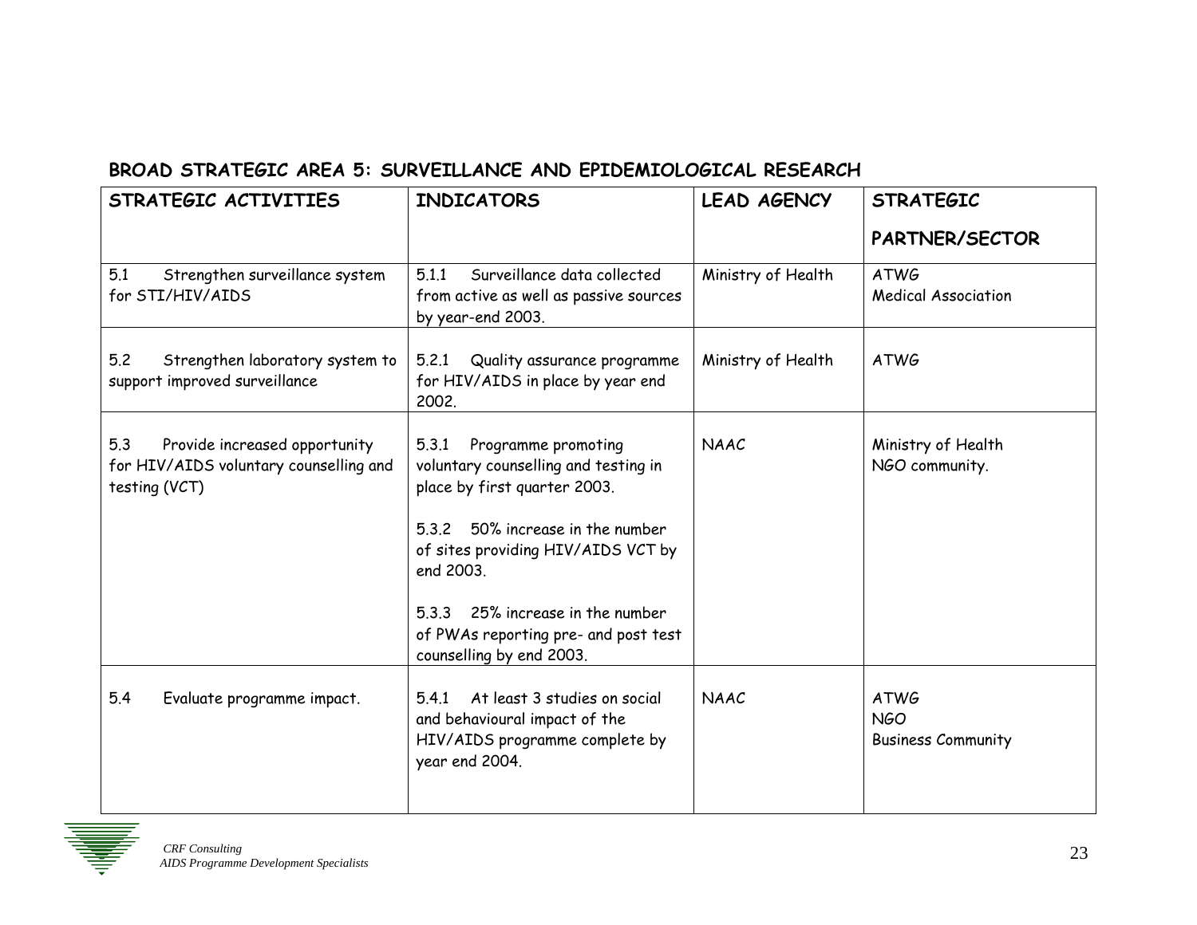## BROAD STRATEGIC AREA 5: SURVEILLANCE AND EPIDEMIOLOGICAL RESEARCH

| STRATEGIC ACTIVITIES | INDICATORS | LEAD AGENCY | STRATEGIC PARTNER/SECTOR |
|---|---|---|---|
| 5.1 Strengthen surveillance system for STI/HIV/AIDS | 5.1.1 Surveillance data collected from active as well as passive sources by year-end 2003. | Ministry of Health | ATWG<br>Medical Association |
| 5.2 Strengthen laboratory system to support improved surveillance | 5.2.1 Quality assurance programme for HIV/AIDS in place by year end 2002. | Ministry of Health | ATWG |
| 5.3 Provide increased opportunity for HIV/AIDS voluntary counselling and testing (VCT) | 5.3.1 Programme promoting voluntary counselling and testing in place by first quarter 2003.<br><br>5.3.2 50% increase in the number of sites providing HIV/AIDS VCT by end 2003.<br><br>5.3.3 25% increase in the number of PWAs reporting pre- and post test counselling by end 2003. | NAAC | Ministry of Health<br>NGO community. |
| 5.4 Evaluate programme impact. | 5.4.1 At least 3 studies on social and behavioural impact of the HIV/AIDS programme complete by year end 2004. | NAAC | ATWG<br>NGO<br>Business Community |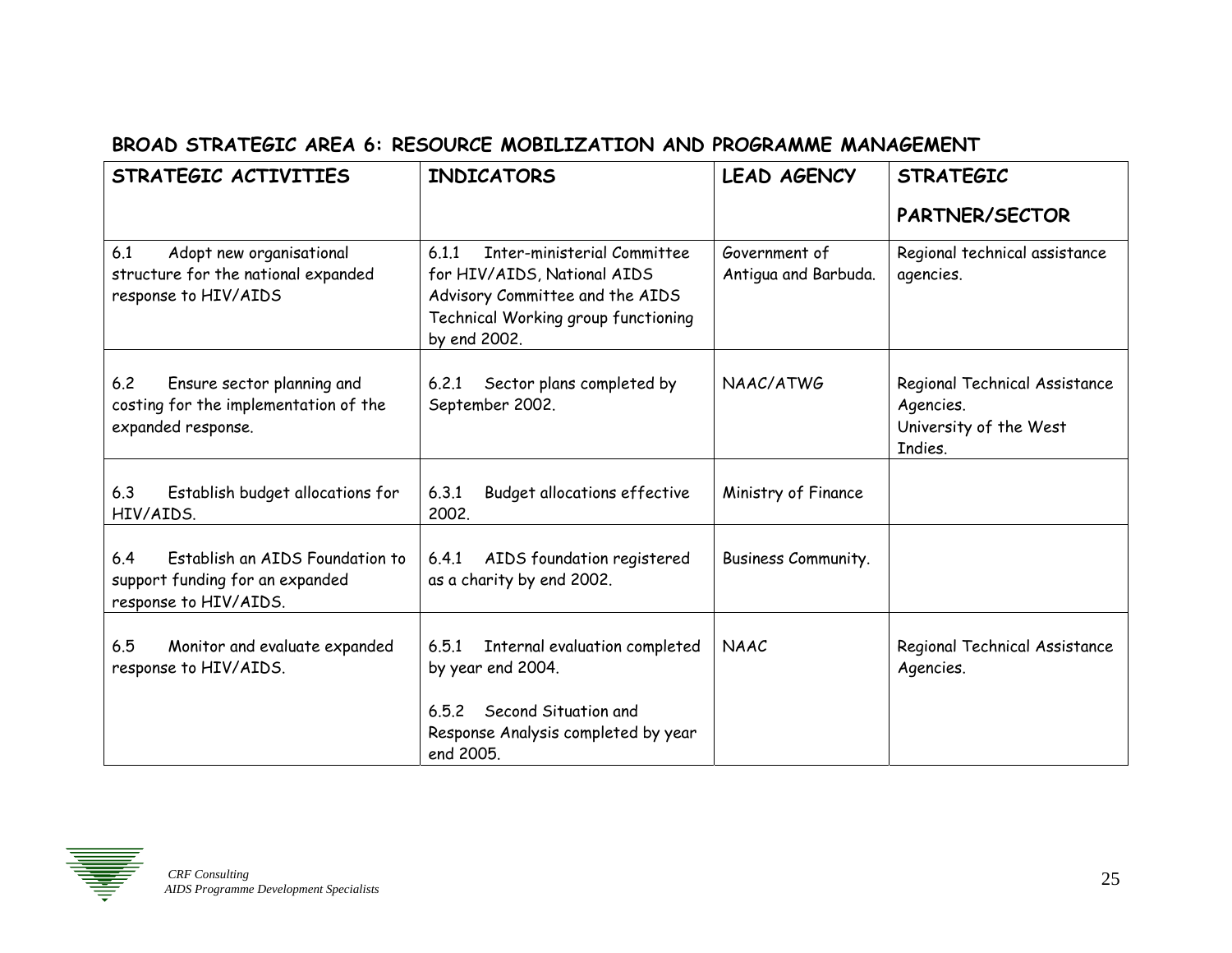## BROAD STRATEGIC AREA 6: RESOURCE MOBILIZATION AND PROGRAMME MANAGEMENT

| STRATEGIC ACTIVITIES | INDICATORS | LEAD AGENCY | STRATEGIC PARTNER/SECTOR |
|---|---|---|---|
| 6.1 Adopt new organisational structure for the national expanded response to HIV/AIDS | 6.1.1 Inter-ministerial Committee for HIV/AIDS, National AIDS Advisory Committee and the AIDS Technical Working group functioning by end 2002. | Government of Antigua and Barbuda. | Regional technical assistance agencies. |
| 6.2 Ensure sector planning and costing for the implementation of the expanded response. | 6.2.1 Sector plans completed by September 2002. | NAAC/ATWG | Regional Technical Assistance Agencies.<br>University of the West Indies. |
| 6.3 Establish budget allocations for HIV/AIDS. | 6.3.1 Budget allocations effective 2002. | Ministry of Finance | |
| 6.4 Establish an AIDS Foundation to support funding for an expanded response to HIV/AIDS. | 6.4.1 AIDS foundation registered as a charity by end 2002. | Business Community. | |
| 6.5 Monitor and evaluate expanded response to HIV/AIDS. | 6.5.1 Internal evaluation completed by year end 2004.<br><br>6.5.2 Second Situation and Response Analysis completed by year end 2005. | NAAC | Regional Technical Assistance Agencies. |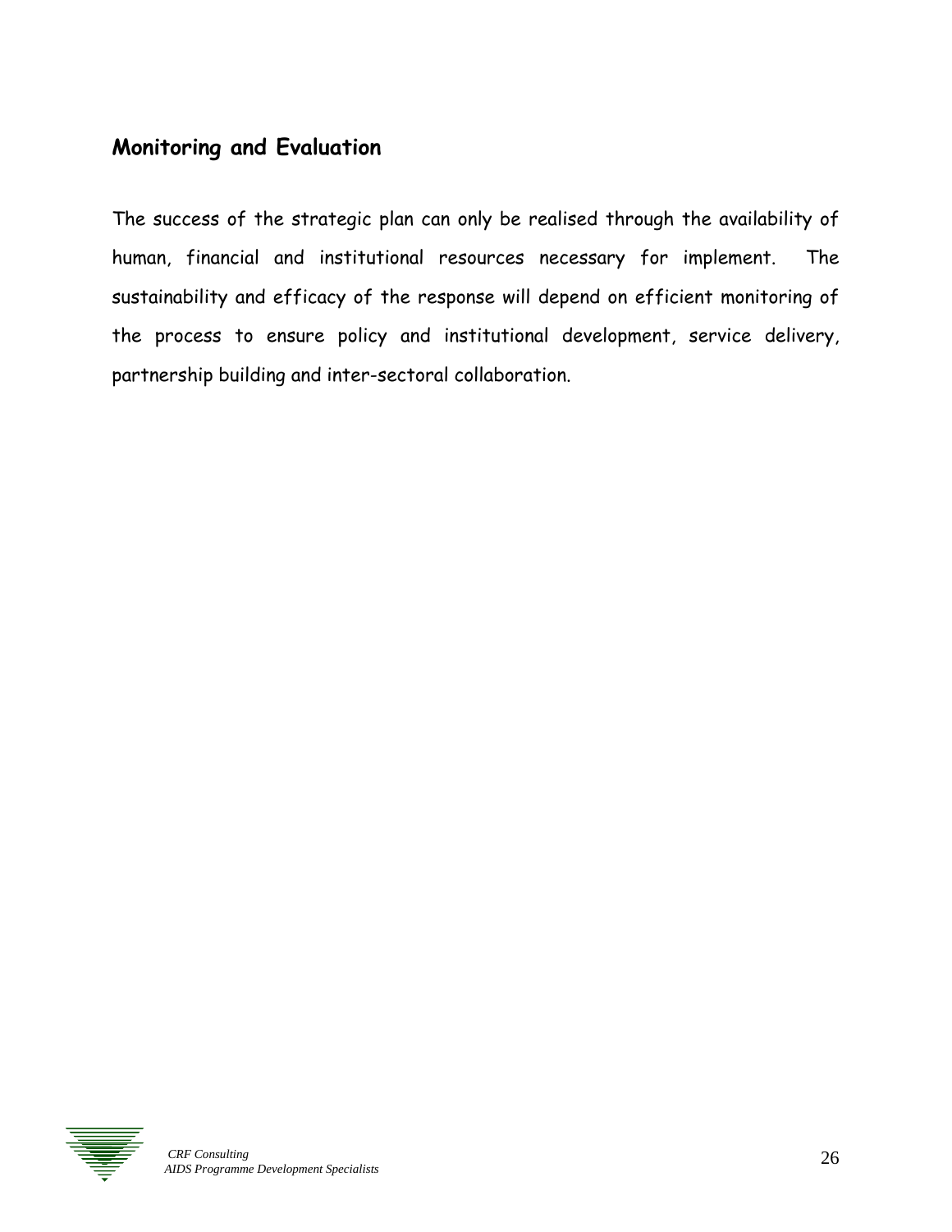## Monitoring and Evaluation

The success of the strategic plan can only be realised through the availability of human, financial and institutional resources necessary for implement. The sustainability and efficacy of the response will depend on efficient monitoring of the process to ensure policy and institutional development, service delivery, partnership building and inter-sectoral collaboration.